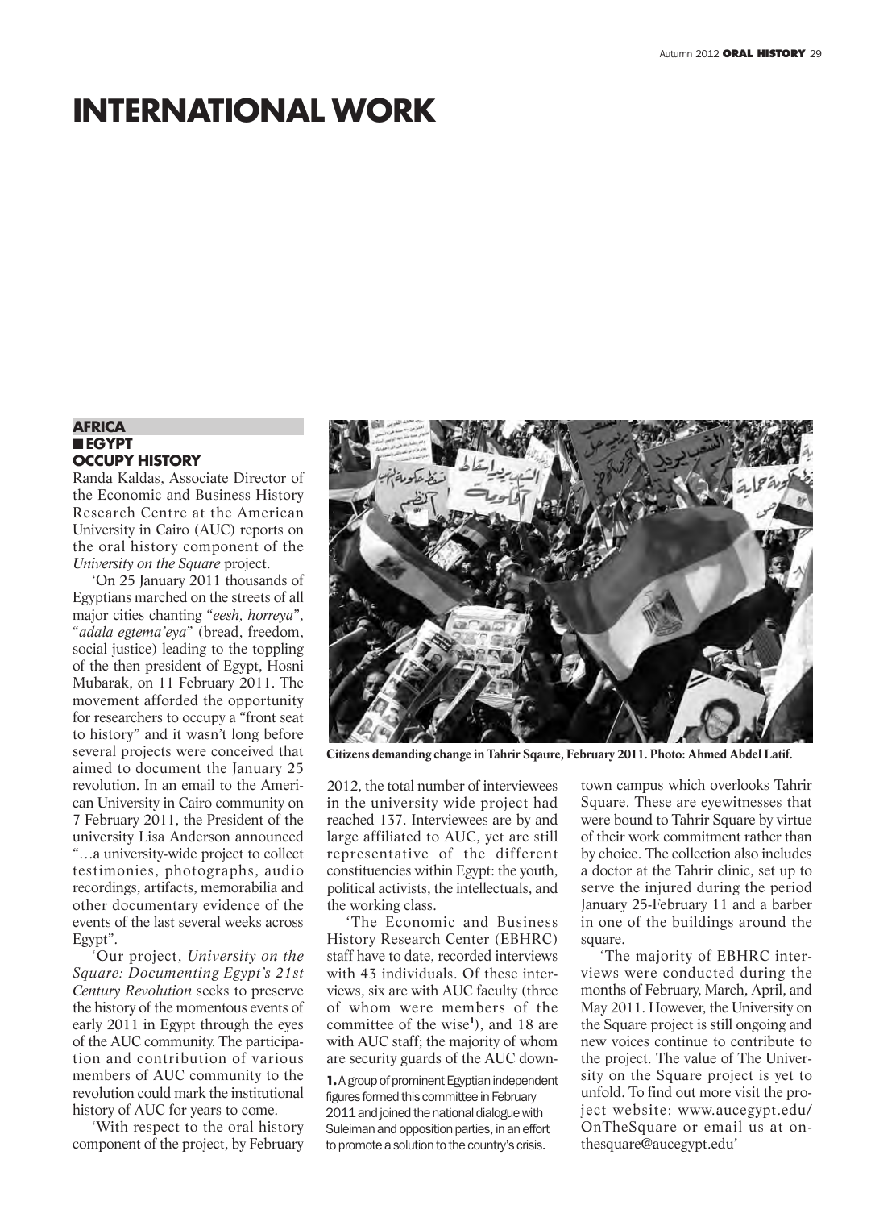# INTERNATIONAL WORK

## AFRICA

### ■ EGYPT

### OCCUPY HISTORY

Randa Kaldas, Associate Director of the Economic and Business History Research Centre at the American University in Cairo (AUC) reports on the oral history component of the *University on the Square* project.

'On 25 January 2011 thousands of Egyptians marched on the streets of all major cities chanting "*eesh, horreya*", "*adala egtema'eya*" (bread, freedom, social justice) leading to the toppling of the then president of Egypt, Hosni Mubarak, on 11 February 2011. The movement afforded the opportunity for researchers to occupy a "front seat to history" and it wasn't long before several projects were conceived that aimed to document the January 25 revolution. In an email to the American University in Cairo community on 7 February 2011, the President of the university Lisa Anderson announced "…a university-wide project to collect testimonies, photographs, audio recordings, artifacts, memorabilia and other documentary evidence of the events of the last several weeks across Egypt".

'Our project, *University on the Square: Documenting Egypt's 21st Century Revolution* seeks to preserve the history of the momentous events of early 2011 in Egypt through the eyes of the AUC community. The participation and contribution of various members of AUC community to the revolution could mark the institutional history of AUC for years to come.

'With respect to the oral history component of the project, by February 2012, the total number of interviewees in the university wide project had reached 137. Interviewees are by and large affiliated to AUC, yet are still representative of the different constituencies within Egypt: the youth, political activists, the intellectuals, and the working class.

'The Economic and Business History Research Center (EBHRC) staff have to date, recorded interviews with 43 individuals. Of these interviews, six are with AUC faculty (three of whom were members of the committee of the wise[1]), and 18 are with AUC staff; the majority of whom are security guards of the AUC downtown campus which overlooks Tahrir Square. These are eyewitnesses that were bound to Tahrir Square by virtue of their work commitment rather than by choice. The collection also includes a doctor at the Tahrir clinic, set up to serve the injured during the period January 25-February 11 and a barber in one of the buildings around the square.

'The majority of EBHRC interviews were conducted during the months of February, March, April, and May 2011. However, the University on the Square project is still ongoing and new voices continue to contribute to the project. The value of The University on the Square project is yet to unfold. To find out more visit the project website: www.aucegypt.edu/OnTheSquare or email us at onthesquare@aucegypt.edu'

**Citizens demanding change in Tahrir Sqaure, February 2011. Photo: Ahmed Abdel Latif.**

**1.** A group of prominent Egyptian independent figures formed this committee in February 2011 and joined the national dialogue with Suleiman and opposition parties, in an effort to promote a solution to the country's crisis.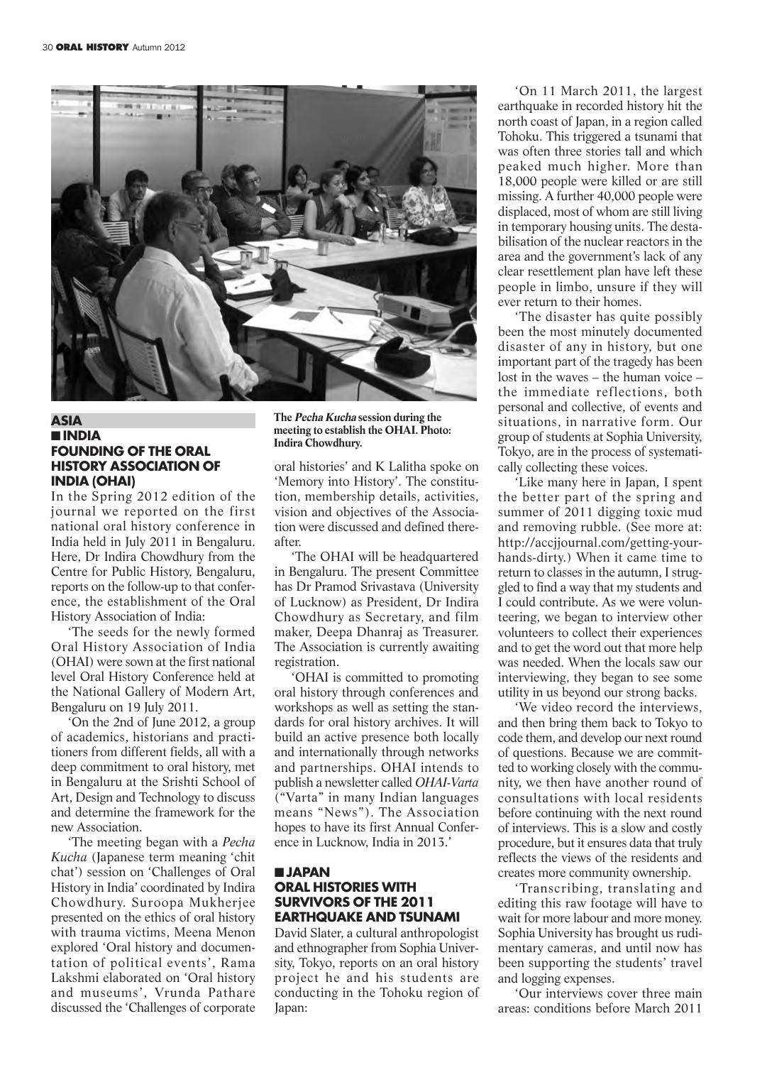The *Pecha Kucha* session during the meeting to establish the OHAI. Photo: Indira Chowdhury.

## ASIA

### ■ INDIA

### FOUNDING OF THE ORAL HISTORY ASSOCIATION OF INDIA (OHAI)

In the Spring 2012 edition of the journal we reported on the first national oral history conference in India held in July 2011 in Bengaluru. Here, Dr Indira Chowdhury from the Centre for Public History, Bengaluru, reports on the follow-up to that conference, the establishment of the Oral History Association of India:

'The seeds for the newly formed Oral History Association of India (OHAI) were sown at the first national level Oral History Conference held at the National Gallery of Modern Art, Bengaluru on 19 July 2011.

'On the 2nd of June 2012, a group of academics, historians and practitioners from different fields, all with a deep commitment to oral history, met in Bengaluru at the Srishti School of Art, Design and Technology to discuss and determine the framework for the new Association.

'The meeting began with a *Pecha Kucha* (Japanese term meaning 'chit chat') session on 'Challenges of Oral History in India' coordinated by Indira Chowdhury. Suroopa Mukherjee presented on the ethics of oral history with trauma victims, Meena Menon explored 'Oral history and documentation of political events', Rama Lakshmi elaborated on 'Oral history and museums', Vrunda Pathare discussed the 'Challenges of corporate oral histories' and K Lalitha spoke on 'Memory into History'. The constitution, membership details, activities, vision and objectives of the Association were discussed and defined thereafter.

'The OHAI will be headquartered in Bengaluru. The present Committee has Dr Pramod Srivastava (University of Lucknow) as President, Dr Indira Chowdhury as Secretary, and film maker, Deepa Dhanraj as Treasurer. The Association is currently awaiting registration.

'OHAI is committed to promoting oral history through conferences and workshops as well as setting the standards for oral history archives. It will build an active presence both locally and internationally through networks and partnerships. OHAI intends to publish a newsletter called *OHAI-Varta* ("Varta" in many Indian languages means "News"). The Association hopes to have its first Annual Conference in Lucknow, India in 2013.'

### ■ JAPAN

### ORAL HISTORIES WITH SURVIVORS OF THE 2011 EARTHQUAKE AND TSUNAMI

David Slater, a cultural anthropologist and ethnographer from Sophia University, Tokyo, reports on an oral history project he and his students are conducting in the Tohoku region of Japan:

'On 11 March 2011, the largest earthquake in recorded history hit the north coast of Japan, in a region called Tohoku. This triggered a tsunami that was often three stories tall and which peaked much higher. More than 18,000 people were killed or are still missing. A further 40,000 people were displaced, most of whom are still living in temporary housing units. The destabilisation of the nuclear reactors in the area and the government's lack of any clear resettlement plan have left these people in limbo, unsure if they will ever return to their homes.

'The disaster has quite possibly been the most minutely documented disaster of any in history, but one important part of the tragedy has been lost in the waves – the human voice – the immediate reflections, both personal and collective, of events and situations, in narrative form. Our group of students at Sophia University, Tokyo, are in the process of systematically collecting these voices.

'Like many here in Japan, I spent the better part of the spring and summer of 2011 digging toxic mud and removing rubble. (See more at: http://accjjournal.com/getting-your-hands-dirty.) When it came time to return to classes in the autumn, I struggled to find a way that my students and I could contribute. As we were volunteering, we began to interview other volunteers to collect their experiences and to get the word out that more help was needed. When the locals saw our interviewing, they began to see some utility in us beyond our strong backs.

'We video record the interviews, and then bring them back to Tokyo to code them, and develop our next round of questions. Because we are committed to working closely with the community, we then have another round of consultations with local residents before continuing with the next round of interviews. This is a slow and costly procedure, but it ensures data that truly reflects the views of the residents and creates more community ownership.

'Transcribing, translating and editing this raw footage will have to wait for more labour and more money. Sophia University has brought us rudimentary cameras, and until now has been supporting the students' travel and logging expenses.

'Our interviews cover three main areas: conditions before March 2011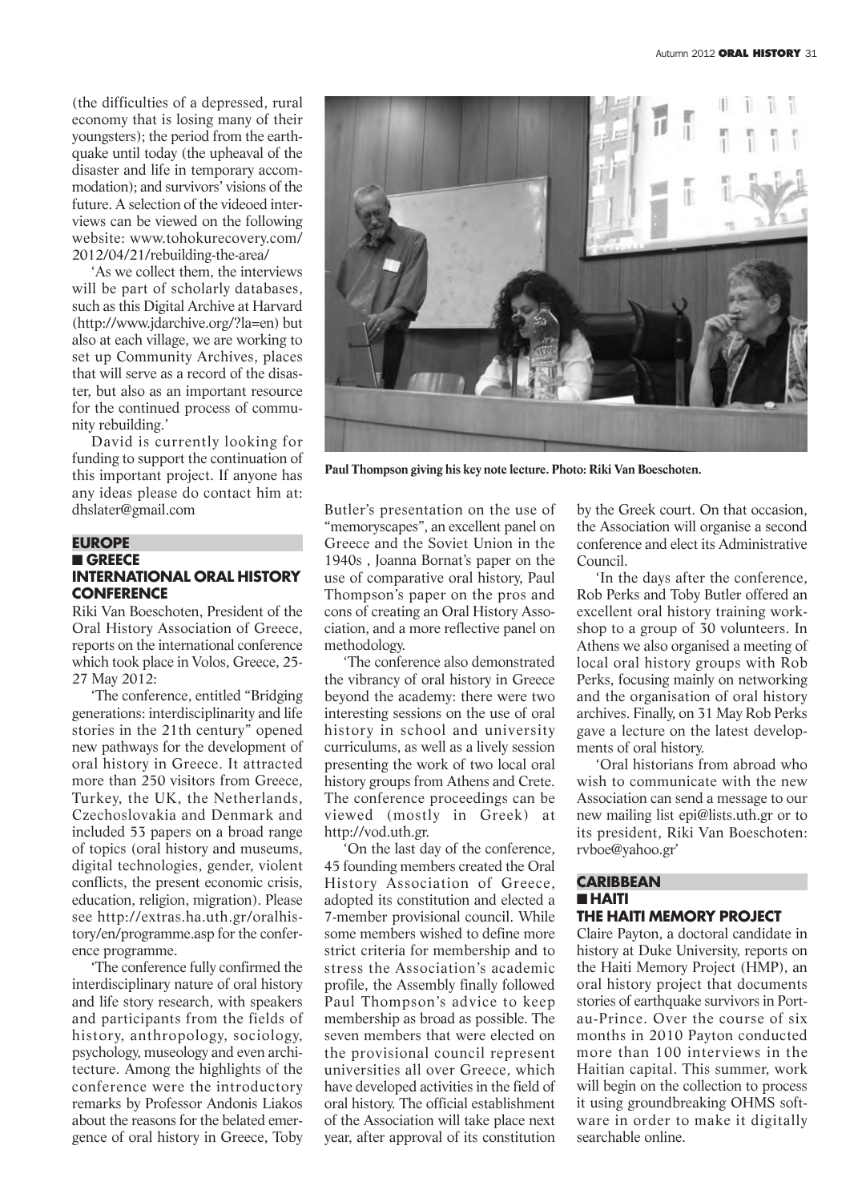(the difficulties of a depressed, rural economy that is losing many of their youngsters); the period from the earthquake until today (the upheaval of the disaster and life in temporary accommodation); and survivors' visions of the future. A selection of the videoed interviews can be viewed on the following website: www.tohokurecovery.com/2012/04/21/rebuilding-the-area/

'As we collect them, the interviews will be part of scholarly databases, such as this Digital Archive at Harvard (http://www.jdarchive.org/?la=en) but also at each village, we are working to set up Community Archives, places that will serve as a record of the disaster, but also as an important resource for the continued process of community rebuilding.'

David is currently looking for funding to support the continuation of this important project. If anyone has any ideas please do contact him at: dhslater@gmail.com

## EUROPE

### ■ GREECE

### INTERNATIONAL ORAL HISTORY CONFERENCE

Riki Van Boeschoten, President of the Oral History Association of Greece, reports on the international conference which took place in Volos, Greece, 25-27 May 2012:

'The conference, entitled "Bridging generations: interdisciplinarity and life stories in the 21th century" opened new pathways for the development of oral history in Greece. It attracted more than 250 visitors from Greece, Turkey, the UK, the Netherlands, Czechoslovakia and Denmark and included 53 papers on a broad range of topics (oral history and museums, digital technologies, gender, violent conflicts, the present economic crisis, education, religion, migration). Please see http://extras.ha.uth.gr/oralhistory/en/programme.asp for the conference programme.

'The conference fully confirmed the interdisciplinary nature of oral history and life story research, with speakers and participants from the fields of history, anthropology, sociology, psychology, museology and even architecture. Among the highlights of the conference were the introductory remarks by Professor Andonis Liakos about the reasons for the belated emergence of oral history in Greece, Toby Butler's presentation on the use of "memoryscapes", an excellent panel on Greece and the Soviet Union in the 1940s , Joanna Bornat's paper on the use of comparative oral history, Paul Thompson's paper on the pros and cons of creating an Oral History Association, and a more reflective panel on methodology.

'The conference also demonstrated the vibrancy of oral history in Greece beyond the academy: there were two interesting sessions on the use of oral history in school and university curriculums, as well as a lively session presenting the work of two local oral history groups from Athens and Crete. The conference proceedings can be viewed (mostly in Greek) at http://vod.uth.gr.

'On the last day of the conference, 45 founding members created the Oral History Association of Greece, adopted its constitution and elected a 7-member provisional council. While some members wished to define more strict criteria for membership and to stress the Association's academic profile, the Assembly finally followed Paul Thompson's advice to keep membership as broad as possible. The seven members that were elected on the provisional council represent universities all over Greece, which have developed activities in the field of oral history. The official establishment of the Association will take place next year, after approval of its constitution by the Greek court. On that occasion, the Association will organise a second conference and elect its Administrative Council.

'In the days after the conference, Rob Perks and Toby Butler offered an excellent oral history training workshop to a group of 30 volunteers. In Athens we also organised a meeting of local oral history groups with Rob Perks, focusing mainly on networking and the organisation of oral history archives. Finally, on 31 May Rob Perks gave a lecture on the latest developments of oral history.

'Oral historians from abroad who wish to communicate with the new Association can send a message to our new mailing list epi@lists.uth.gr or to its president, Riki Van Boeschoten: rvboe@yahoo.gr'

**Paul Thompson giving his key note lecture. Photo: Riki Van Boeschoten.**

## CARIBBEAN

### ■ HAITI

### THE HAITI MEMORY PROJECT

Claire Payton, a doctoral candidate in history at Duke University, reports on the Haiti Memory Project (HMP), an oral history project that documents stories of earthquake survivors in Port-au-Prince. Over the course of six months in 2010 Payton conducted more than 100 interviews in the Haitian capital. This summer, work will begin on the collection to process it using groundbreaking OHMS software in order to make it digitally searchable online.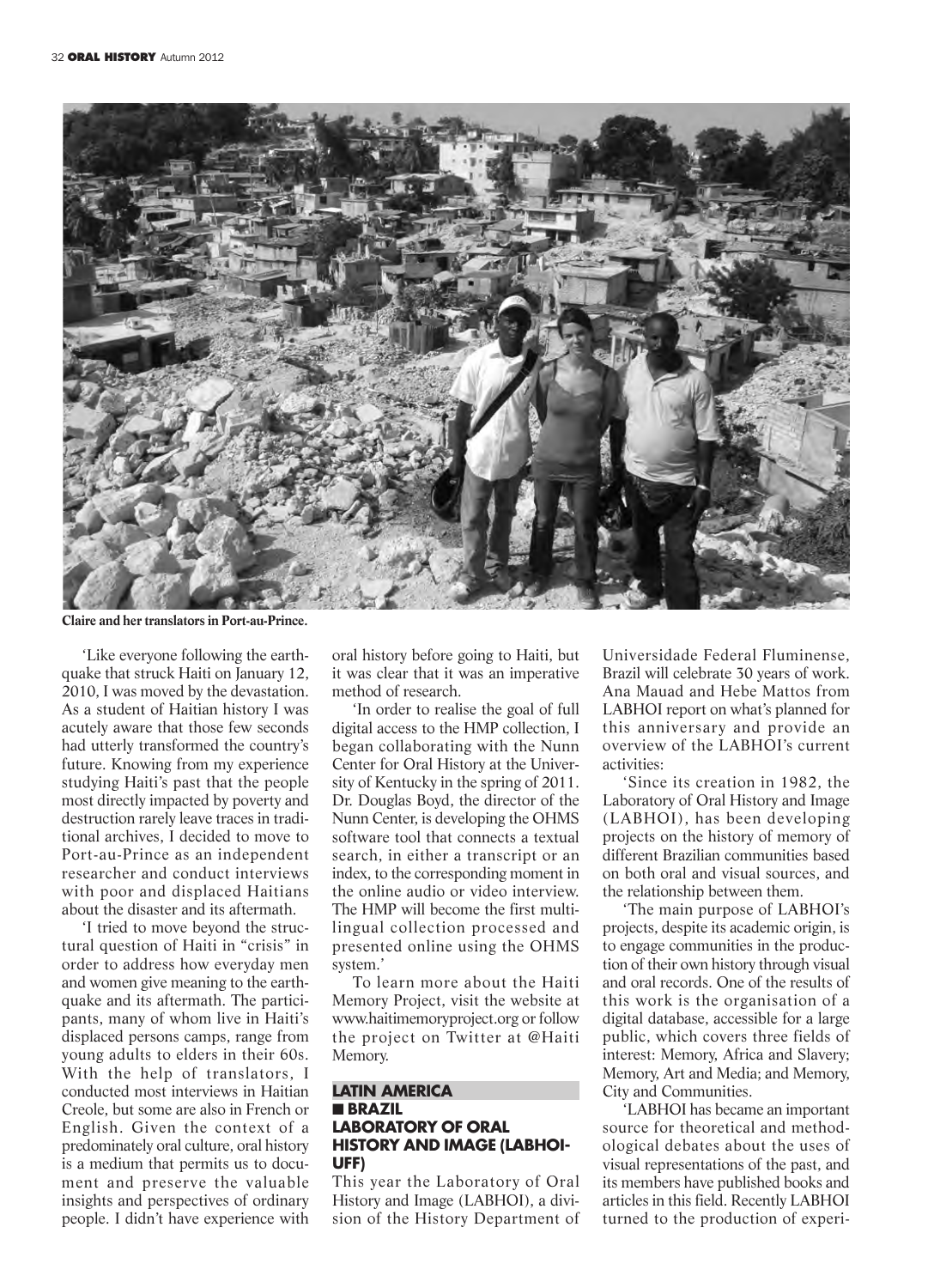Claire and her translators in Port-au-Prince.

'Like everyone following the earthquake that struck Haiti on January 12, 2010, I was moved by the devastation. As a student of Haitian history I was acutely aware that those few seconds had utterly transformed the country's future. Knowing from my experience studying Haiti's past that the people most directly impacted by poverty and destruction rarely leave traces in traditional archives, I decided to move to Port-au-Prince as an independent researcher and conduct interviews with poor and displaced Haitians about the disaster and its aftermath.

'I tried to move beyond the structural question of Haiti in "crisis" in order to address how everyday men and women give meaning to the earthquake and its aftermath. The participants, many of whom live in Haiti's displaced persons camps, range from young adults to elders in their 60s. With the help of translators, I conducted most interviews in Haitian Creole, but some are also in French or English. Given the context of a predominately oral culture, oral history is a medium that permits us to document and preserve the valuable insights and perspectives of ordinary people. I didn't have experience with oral history before going to Haiti, but it was clear that it was an imperative method of research.

'In order to realise the goal of full digital access to the HMP collection, I began collaborating with the Nunn Center for Oral History at the University of Kentucky in the spring of 2011. Dr. Douglas Boyd, the director of the Nunn Center, is developing the OHMS software tool that connects a textual search, in either a transcript or an index, to the corresponding moment in the online audio or video interview. The HMP will become the first multilingual collection processed and presented online using the OHMS system.'

To learn more about the Haiti Memory Project, visit the website at www.haitimemoryproject.org or follow the project on Twitter at @Haiti Memory.

## LATIN AMERICA

### ■ BRAZIL

### LABORATORY OF ORAL HISTORY AND IMAGE (LABHOI-UFF)

This year the Laboratory of Oral History and Image (LABHOI), a division of the History Department of Universidade Federal Fluminense, Brazil will celebrate 30 years of work. Ana Mauad and Hebe Mattos from LABHOI report on what's planned for this anniversary and provide an overview of the LABHOI's current activities:

'Since its creation in 1982, the Laboratory of Oral History and Image (LABHOI), has been developing projects on the history of memory of different Brazilian communities based on both oral and visual sources, and the relationship between them.

'The main purpose of LABHOI's projects, despite its academic origin, is to engage communities in the production of their own history through visual and oral records. One of the results of this work is the organisation of a digital database, accessible for a large public, which covers three fields of interest: Memory, Africa and Slavery; Memory, Art and Media; and Memory, City and Communities.

'LABHOI has became an important source for theoretical and methodological debates about the uses of visual representations of the past, and its members have published books and articles in this field. Recently LABHOI turned to the production of experi-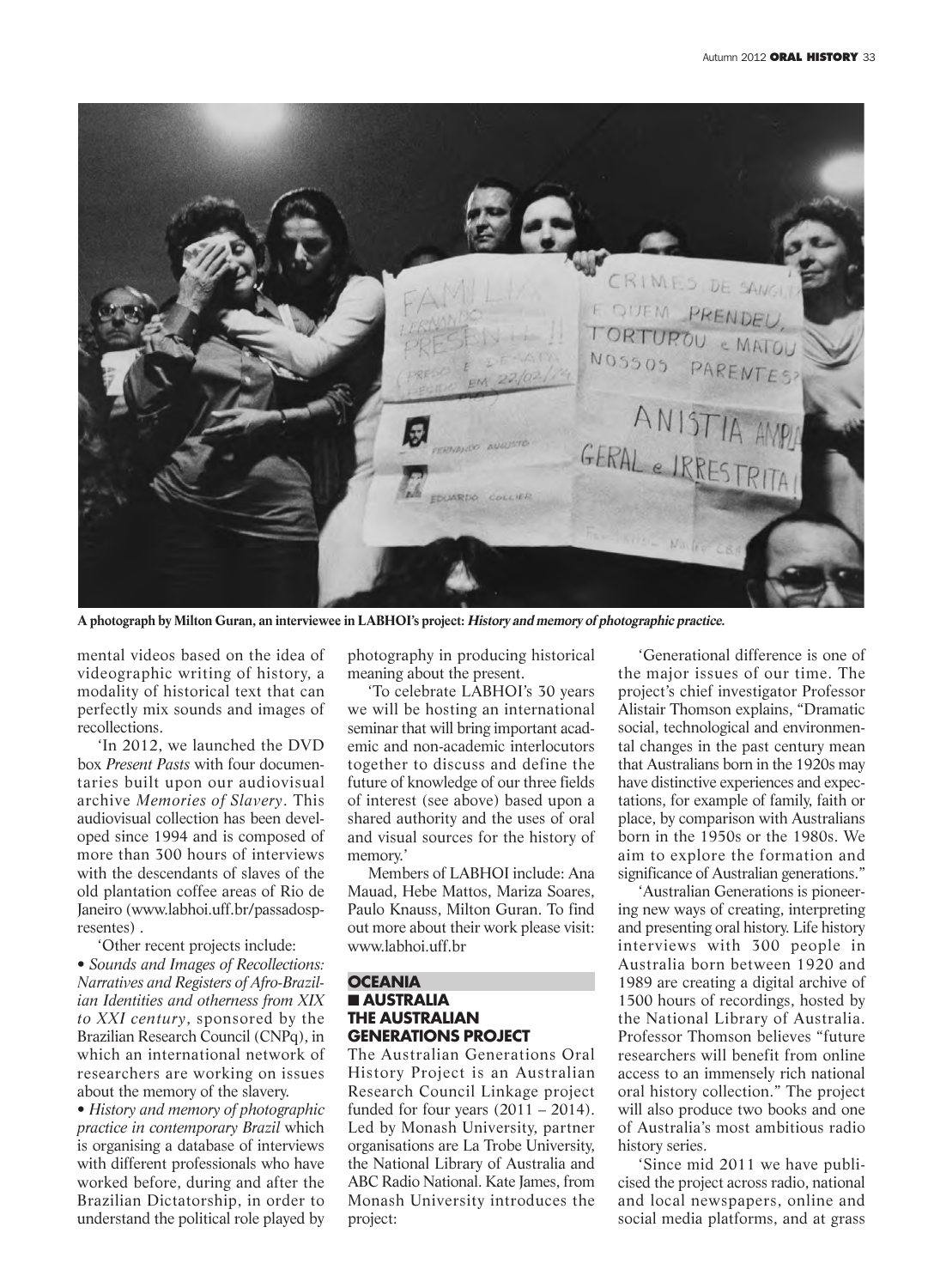A photograph by Milton Guran, an interviewee in LABHOI's project: ***History and memory of photographic practice.***

mental videos based on the idea of videographic writing of history, a modality of historical text that can perfectly mix sounds and images of recollections.

'In 2012, we launched the DVD box *Present Pasts* with four documentaries built upon our audiovisual archive *Memories of Slavery*. This audiovisual collection has been developed since 1994 and is composed of more than 300 hours of interviews with the descendants of slaves of the old plantation coffee areas of Rio de Janeiro (www.labhoi.uff.br/passadospresentes) .

'Other recent projects include:

- *Sounds and Images of Recollections: Narratives and Registers of Afro-Brazilian Identities and otherness from XIX to XXI century*, sponsored by the Brazilian Research Council (CNPq), in which an international network of researchers are working on issues about the memory of the slavery.
- *History and memory of photographic practice in contemporary Brazil* which is organising a database of interviews with different professionals who have worked before, during and after the Brazilian Dictatorship, in order to understand the political role played by photography in producing historical meaning about the present.

'To celebrate LABHOI's 30 years we will be hosting an international seminar that will bring important academic and non-academic interlocutors together to discuss and define the future of knowledge of our three fields of interest (see above) based upon a shared authority and the uses of oral and visual sources for the history of memory.'

Members of LABHOI include: Ana Mauad, Hebe Mattos, Mariza Soares, Paulo Knauss, Milton Guran. To find out more about their work please visit: www.labhoi.uff.br

## OCEANIA

### ■ AUSTRALIA
### THE AUSTRALIAN GENERATIONS PROJECT

The Australian Generations Oral History Project is an Australian Research Council Linkage project funded for four years (2011 – 2014). Led by Monash University, partner organisations are La Trobe University, the National Library of Australia and ABC Radio National. Kate James, from Monash University introduces the project:

'Generational difference is one of the major issues of our time. The project's chief investigator Professor Alistair Thomson explains, "Dramatic social, technological and environmental changes in the past century mean that Australians born in the 1920s may have distinctive experiences and expectations, for example of family, faith or place, by comparison with Australians born in the 1950s or the 1980s. We aim to explore the formation and significance of Australian generations."

'Australian Generations is pioneering new ways of creating, interpreting and presenting oral history. Life history interviews with 300 people in Australia born between 1920 and 1989 are creating a digital archive of 1500 hours of recordings, hosted by the National Library of Australia. Professor Thomson believes "future researchers will benefit from online access to an immensely rich national oral history collection." The project will also produce two books and one of Australia's most ambitious radio history series.

'Since mid 2011 we have publicised the project across radio, national and local newspapers, online and social media platforms, and at grass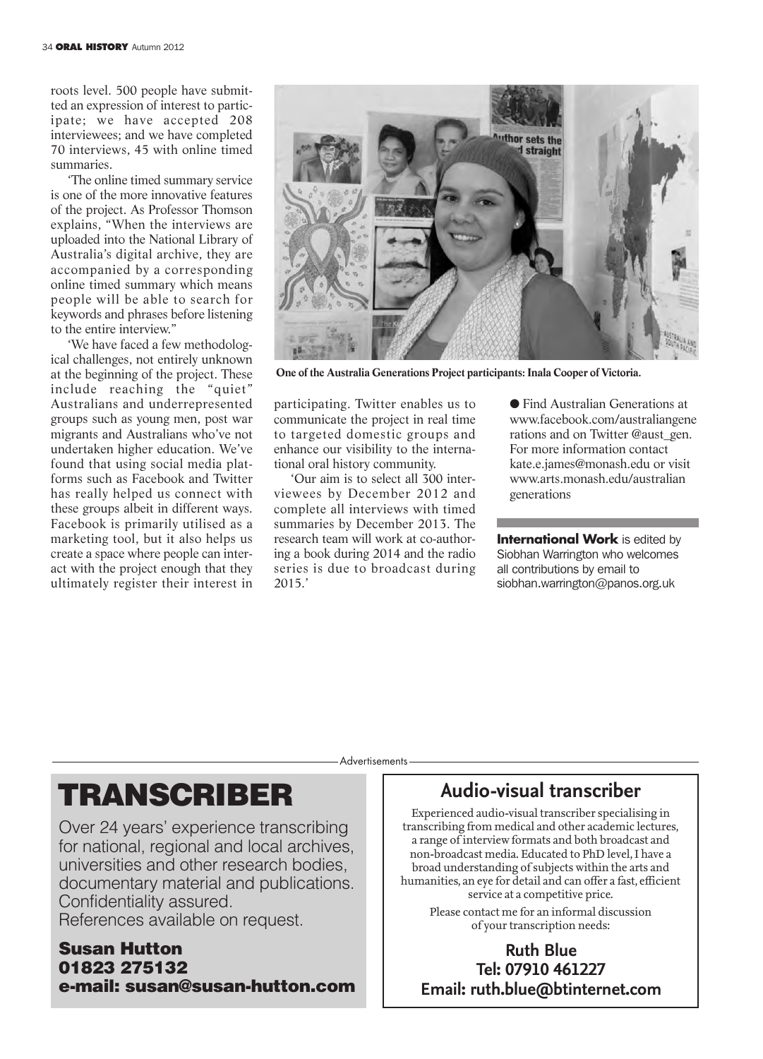roots level. 500 people have submitted an expression of interest to participate; we have accepted 208 interviewees; and we have completed 70 interviews, 45 with online timed summaries.

'The online timed summary service is one of the more innovative features of the project. As Professor Thomson explains, "When the interviews are uploaded into the National Library of Australia's digital archive, they are accompanied by a corresponding online timed summary which means people will be able to search for keywords and phrases before listening to the entire interview."

'We have faced a few methodological challenges, not entirely unknown at the beginning of the project. These include reaching the "quiet" Australians and underrepresented groups such as young men, post war migrants and Australians who've not undertaken higher education. We've found that using social media platforms such as Facebook and Twitter has really helped us connect with these groups albeit in different ways. Facebook is primarily utilised as a marketing tool, but it also helps us create a space where people can interact with the project enough that they ultimately register their interest in participating. Twitter enables us to communicate the project in real time to targeted domestic groups and enhance our visibility to the international oral history community.

'Our aim is to select all 300 interviewees by December 2012 and complete all interviews with timed summaries by December 2013. The research team will work at co-authoring a book during 2014 and the radio series is due to broadcast during 2015.'

**One of the Australia Generations Project participants: Inala Cooper of Victoria.**

● Find Australian Generations at www.facebook.com/australiangenerations and on Twitter @aust_gen. For more information contact kate.e.james@monash.edu or visit www.arts.monash.edu/australiangenerations

**International Work** is edited by Siobhan Warrington who welcomes all contributions by email to siobhan.warrington@panos.org.uk

Advertisements

# TRANSCRIBER

Over 24 years' experience transcribing for national, regional and local archives, universities and other research bodies, documentary material and publications. Confidentiality assured. References available on request.

**Susan Hutton**
**01823 275132**
**e-mail: susan@susan-hutton.com**

## Audio-visual transcriber

Experienced audio-visual transcriber specialising in transcribing from medical and other academic lectures, a range of interview formats and both broadcast and non-broadcast media. Educated to PhD level, I have a broad understanding of subjects within the arts and humanities, an eye for detail and can offer a fast, efficient service at a competitive price.

Please contact me for an informal discussion of your transcription needs:

**Ruth Blue**
**Tel: 07910 461227**
**Email: ruth.blue@btinternet.com**